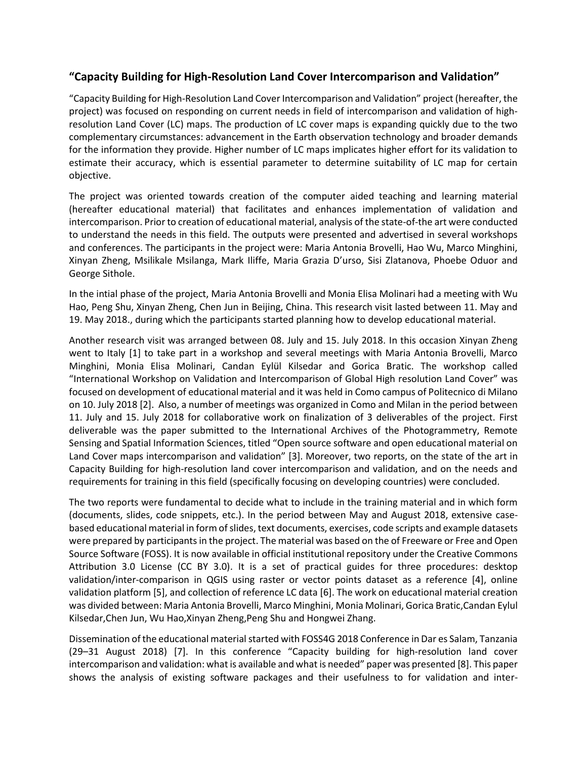## "Capacity Building for High-Resolution Land Cover Intercomparison and Validation"

"Capacity Building for High-Resolution Land Cover Intercomparison and Validation" project (hereafter, the project) was focused on responding on current needs in field of intercomparison and validation of high-resolution Land Cover (LC) maps. The production of LC cover maps is expanding quickly due to the two complementary circumstances: advancement in the Earth observation technology and broader demands for the information they provide. Higher number of LC maps implicates higher effort for its validation to estimate their accuracy, which is essential parameter to determine suitability of LC map for certain objective.

The project was oriented towards creation of the computer aided teaching and learning material (hereafter educational material) that facilitates and enhances implementation of validation and intercomparison. Prior to creation of educational material, analysis of the state-of-the art were conducted to understand the needs in this field. The outputs were presented and advertised in several workshops and conferences. The participants in the project were: Maria Antonia Brovelli, Hao Wu, Marco Minghini, Xinyan Zheng, Msilikale Msilanga, Mark Iliffe, Maria Grazia D'urso, Sisi Zlatanova, Phoebe Oduor and George Sithole.

In the intial phase of the project, Maria Antonia Brovelli and Monia Elisa Molinari had a meeting with Wu Hao, Peng Shu, Xinyan Zheng, Chen Jun in Beijing, China. This research visit lasted between 11. May and 19. May 2018., during which the participants started planning how to develop educational material.

Another research visit was arranged between 08. July and 15. July 2018. In this occasion Xinyan Zheng went to Italy [1] to take part in a workshop and several meetings with Maria Antonia Brovelli, Marco Minghini, Monia Elisa Molinari, Candan Eylül Kilsedar and Gorica Bratic. The workshop called "International Workshop on Validation and Intercomparison of Global High resolution Land Cover" was focused on development of educational material and it was held in Como campus of Politecnico di Milano on 10. July 2018 [2]. Also, a number of meetings was organized in Como and Milan in the period between 11. July and 15. July 2018 for collaborative work on finalization of 3 deliverables of the project. First deliverable was the paper submitted to the International Archives of the Photogrammetry, Remote Sensing and Spatial Information Sciences, titled "Open source software and open educational material on Land Cover maps intercomparison and validation" [3]. Moreover, two reports, on the state of the art in Capacity Building for high-resolution land cover intercomparison and validation, and on the needs and requirements for training in this field (specifically focusing on developing countries) were concluded.

The two reports were fundamental to decide what to include in the training material and in which form (documents, slides, code snippets, etc.). In the period between May and August 2018, extensive case-based educational material in form of slides, text documents, exercises, code scripts and example datasets were prepared by participants in the project. The material was based on the of Freeware or Free and Open Source Software (FOSS). It is now available in official institutional repository under the Creative Commons Attribution 3.0 License (CC BY 3.0). It is a set of practical guides for three procedures: desktop validation/inter-comparison in QGIS using raster or vector points dataset as a reference [4], online validation platform [5], and collection of reference LC data [6]. The work on educational material creation was divided between: Maria Antonia Brovelli, Marco Minghini, Monia Molinari, Gorica Bratic,Candan Eylul Kilsedar,Chen Jun, Wu Hao,Xinyan Zheng,Peng Shu and Hongwei Zhang.

Dissemination of the educational material started with FOSS4G 2018 Conference in Dar es Salam, Tanzania (29–31 August 2018) [7]. In this conference "Capacity building for high-resolution land cover intercomparison and validation: what is available and what is needed" paper was presented [8]. This paper shows the analysis of existing software packages and their usefulness to for validation and inter-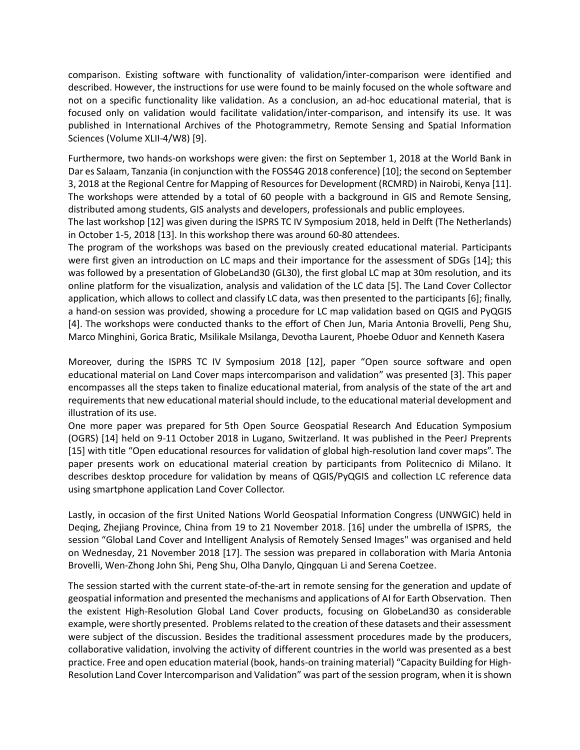comparison. Existing software with functionality of validation/inter-comparison were identified and described. However, the instructions for use were found to be mainly focused on the whole software and not on a specific functionality like validation. As a conclusion, an ad-hoc educational material, that is focused only on validation would facilitate validation/inter-comparison, and intensify its use. It was published in International Archives of the Photogrammetry, Remote Sensing and Spatial Information Sciences (Volume XLII-4/W8) [9].

Furthermore, two hands-on workshops were given: the first on September 1, 2018 at the World Bank in Dar es Salaam, Tanzania (in conjunction with the FOSS4G 2018 conference) [10]; the second on September 3, 2018 at the Regional Centre for Mapping of Resources for Development (RCMRD) in Nairobi, Kenya [11]. The workshops were attended by a total of 60 people with a background in GIS and Remote Sensing, distributed among students, GIS analysts and developers, professionals and public employees.
The last workshop [12] was given during the ISPRS TC IV Symposium 2018, held in Delft (The Netherlands) in October 1-5, 2018 [13]. In this workshop there was around 60-80 attendees.
The program of the workshops was based on the previously created educational material. Participants were first given an introduction on LC maps and their importance for the assessment of SDGs [14]; this was followed by a presentation of GlobeLand30 (GL30), the first global LC map at 30m resolution, and its online platform for the visualization, analysis and validation of the LC data [5]. The Land Cover Collector application, which allows to collect and classify LC data, was then presented to the participants [6]; finally, a hand-on session was provided, showing a procedure for LC map validation based on QGIS and PyQGIS [4]. The workshops were conducted thanks to the effort of Chen Jun, Maria Antonia Brovelli, Peng Shu, Marco Minghini, Gorica Bratic, Msilikale Msilanga, Devotha Laurent, Phoebe Oduor and Kenneth Kasera

Moreover, during the ISPRS TC IV Symposium 2018 [12], paper "Open source software and open educational material on Land Cover maps intercomparison and validation" was presented [3]. This paper encompasses all the steps taken to finalize educational material, from analysis of the state of the art and requirements that new educational material should include, to the educational material development and illustration of its use.
One more paper was prepared for 5th Open Source Geospatial Research And Education Symposium (OGRS) [14] held on 9-11 October 2018 in Lugano, Switzerland. It was published in the PeerJ Preprents [15] with title "Open educational resources for validation of global high-resolution land cover maps". The paper presents work on educational material creation by participants from Politecnico di Milano. It describes desktop procedure for validation by means of QGIS/PyQGIS and collection LC reference data using smartphone application Land Cover Collector.

Lastly, in occasion of the first United Nations World Geospatial Information Congress (UNWGIC) held in Deqing, Zhejiang Province, China from 19 to 21 November 2018. [16] under the umbrella of ISPRS, the session "Global Land Cover and Intelligent Analysis of Remotely Sensed Images" was organised and held on Wednesday, 21 November 2018 [17]. The session was prepared in collaboration with Maria Antonia Brovelli, Wen-Zhong John Shi, Peng Shu, Olha Danylo, Qingquan Li and Serena Coetzee.

The session started with the current state-of-the-art in remote sensing for the generation and update of geospatial information and presented the mechanisms and applications of AI for Earth Observation. Then the existent High-Resolution Global Land Cover products, focusing on GlobeLand30 as considerable example, were shortly presented. Problems related to the creation of these datasets and their assessment were subject of the discussion. Besides the traditional assessment procedures made by the producers, collaborative validation, involving the activity of different countries in the world was presented as a best practice. Free and open education material (book, hands-on training material) "Capacity Building for High-Resolution Land Cover Intercomparison and Validation" was part of the session program, when it is shown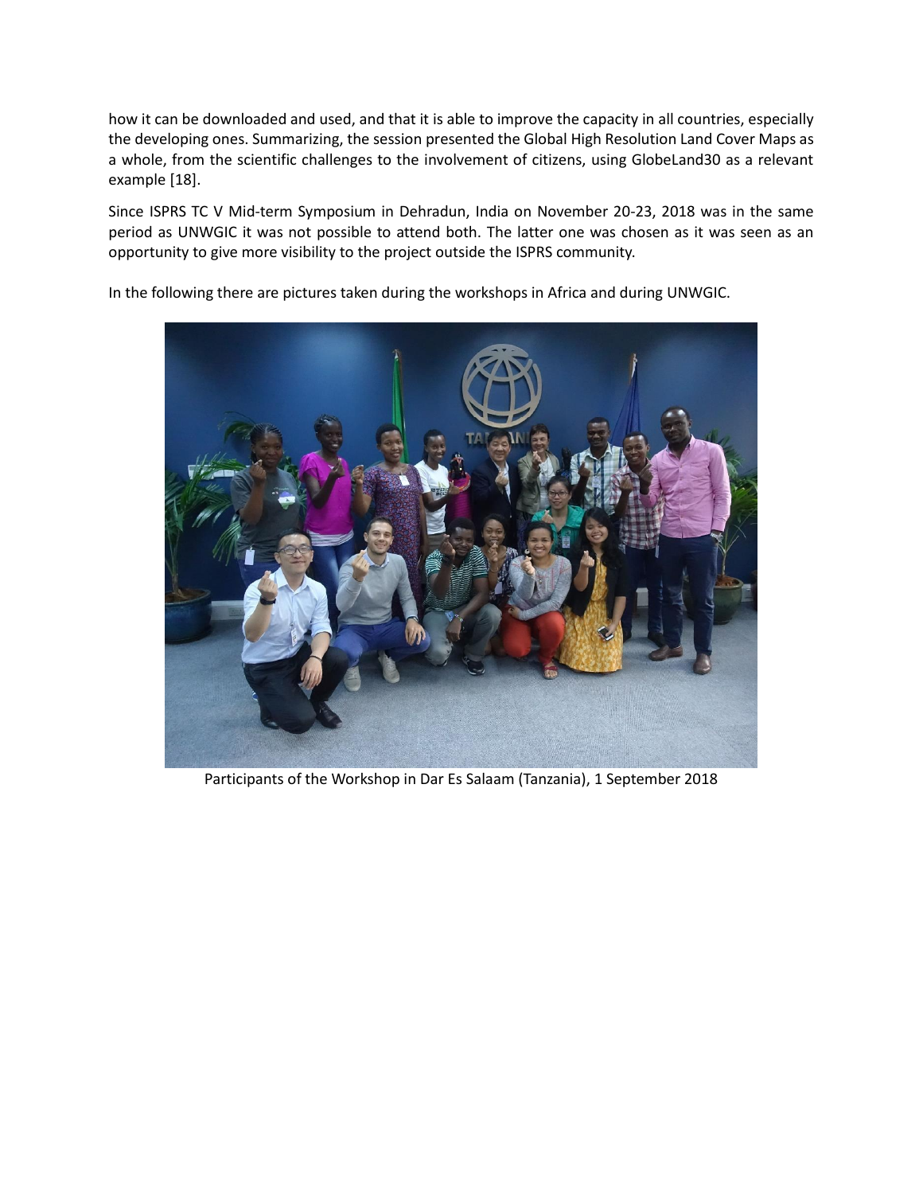how it can be downloaded and used, and that it is able to improve the capacity in all countries, especially the developing ones. Summarizing, the session presented the Global High Resolution Land Cover Maps as a whole, from the scientific challenges to the involvement of citizens, using GlobeLand30 as a relevant example [18].

Since ISPRS TC V Mid-term Symposium in Dehradun, India on November 20-23, 2018 was in the same period as UNWGIC it was not possible to attend both. The latter one was chosen as it was seen as an opportunity to give more visibility to the project outside the ISPRS community.

In the following there are pictures taken during the workshops in Africa and during UNWGIC.

Participants of the Workshop in Dar Es Salaam (Tanzania), 1 September 2018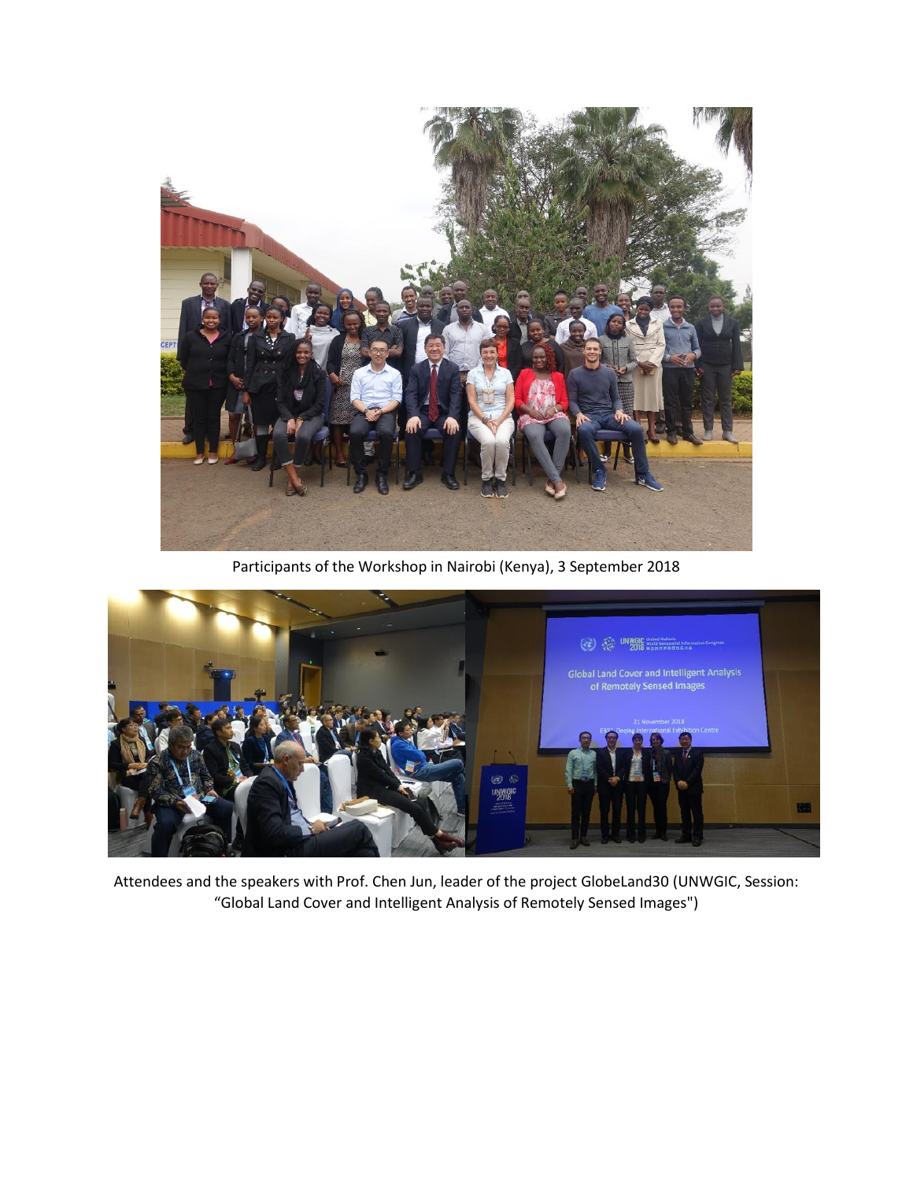Participants of the Workshop in Nairobi (Kenya), 3 September 2018

Attendees and the speakers with Prof. Chen Jun, leader of the project GlobeLand30 (UNWGIC, Session: "Global Land Cover and Intelligent Analysis of Remotely Sensed Images")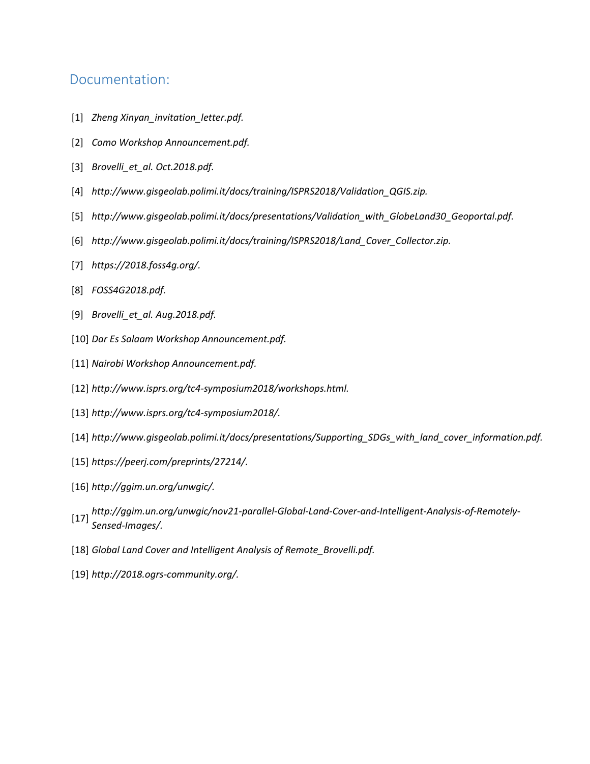## Documentation:

[1] *Zheng Xinyan_invitation_letter.pdf.*

[2] *Como Workshop Announcement.pdf.*

[3] *Brovelli_et_al. Oct.2018.pdf.*

[4] *http://www.gisgeolab.polimi.it/docs/training/ISPRS2018/Validation_QGIS.zip.*

[5] *http://www.gisgeolab.polimi.it/docs/presentations/Validation_with_GlobeLand30_Geoportal.pdf.*

[6] *http://www.gisgeolab.polimi.it/docs/training/ISPRS2018/Land_Cover_Collector.zip.*

[7] *https://2018.foss4g.org/.*

[8] *FOSS4G2018.pdf.*

[9] *Brovelli_et_al. Aug.2018.pdf.*

[10] *Dar Es Salaam Workshop Announcement.pdf.*

[11] *Nairobi Workshop Announcement.pdf.*

[12] *http://www.isprs.org/tc4-symposium2018/workshops.html.*

[13] *http://www.isprs.org/tc4-symposium2018/.*

[14] *http://www.gisgeolab.polimi.it/docs/presentations/Supporting_SDGs_with_land_cover_information.pdf.*

[15] *https://peerj.com/preprints/27214/.*

[16] *http://ggim.un.org/unwgic/.*

[17] *http://ggim.un.org/unwgic/nov21-parallel-Global-Land-Cover-and-Intelligent-Analysis-of-Remotely-Sensed-Images/.*

[18] *Global Land Cover and Intelligent Analysis of Remote_Brovelli.pdf.*

[19] *http://2018.ogrs-community.org/.*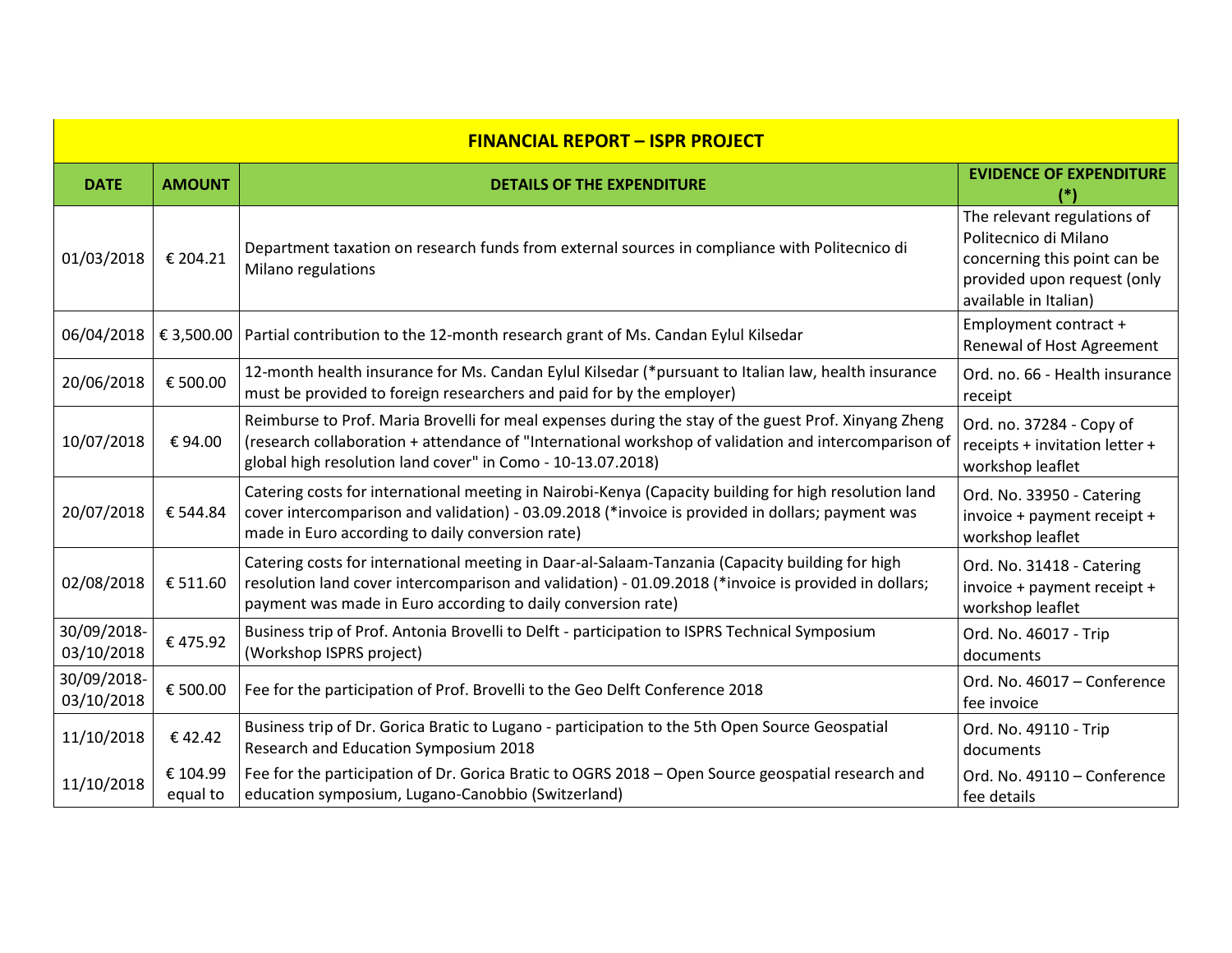| FINANCIAL REPORT – ISPR PROJECT | | | |
|---|---|---|---|
| **DATE** | **AMOUNT** | **DETAILS OF THE EXPENDITURE** | **EVIDENCE OF EXPENDITURE (*)** |
| 01/03/2018 | € 204.21 | Department taxation on research funds from external sources in compliance with Politecnico di Milano regulations | The relevant regulations of Politecnico di Milano concerning this point can be provided upon request (only available in Italian) |
| 06/04/2018 | € 3,500.00 | Partial contribution to the 12-month research grant of Ms. Candan Eylul Kilsedar | Employment contract + Renewal of Host Agreement |
| 20/06/2018 | € 500.00 | 12-month health insurance for Ms. Candan Eylul Kilsedar (*pursuant to Italian law, health insurance must be provided to foreign researchers and paid for by the employer) | Ord. no. 66 - Health insurance receipt |
| 10/07/2018 | € 94.00 | Reimburse to Prof. Maria Brovelli for meal expenses during the stay of the guest Prof. Xinyang Zheng (research collaboration + attendance of "International workshop of validation and intercomparison of global high resolution land cover" in Como - 10-13.07.2018) | Ord. no. 37284 - Copy of receipts + invitation letter + workshop leaflet |
| 20/07/2018 | € 544.84 | Catering costs for international meeting in Nairobi-Kenya (Capacity building for high resolution land cover intercomparison and validation) - 03.09.2018 (*invoice is provided in dollars; payment was made in Euro according to daily conversion rate) | Ord. No. 33950 - Catering invoice + payment receipt + workshop leaflet |
| 02/08/2018 | € 511.60 | Catering costs for international meeting in Daar-al-Salaam-Tanzania (Capacity building for high resolution land cover intercomparison and validation) - 01.09.2018 (*invoice is provided in dollars; payment was made in Euro according to daily conversion rate) | Ord. No. 31418 - Catering invoice + payment receipt + workshop leaflet |
| 30/09/2018-03/10/2018 | € 475.92 | Business trip of Prof. Antonia Brovelli to Delft - participation to ISPRS Technical Symposium (Workshop ISPRS project) | Ord. No. 46017 - Trip documents |
| 30/09/2018-03/10/2018 | € 500.00 | Fee for the participation of Prof. Brovelli to the Geo Delft Conference 2018 | Ord. No. 46017 – Conference fee invoice |
| 11/10/2018 | € 42.42 | Business trip of Dr. Gorica Bratic to Lugano - participation to the 5th Open Source Geospatial Research and Education Symposium 2018 | Ord. No. 49110 - Trip documents |
| 11/10/2018 | € 104.99 equal to | Fee for the participation of Dr. Gorica Bratic to OGRS 2018 – Open Source geospatial research and education symposium, Lugano-Canobbio (Switzerland) | Ord. No. 49110 – Conference fee details |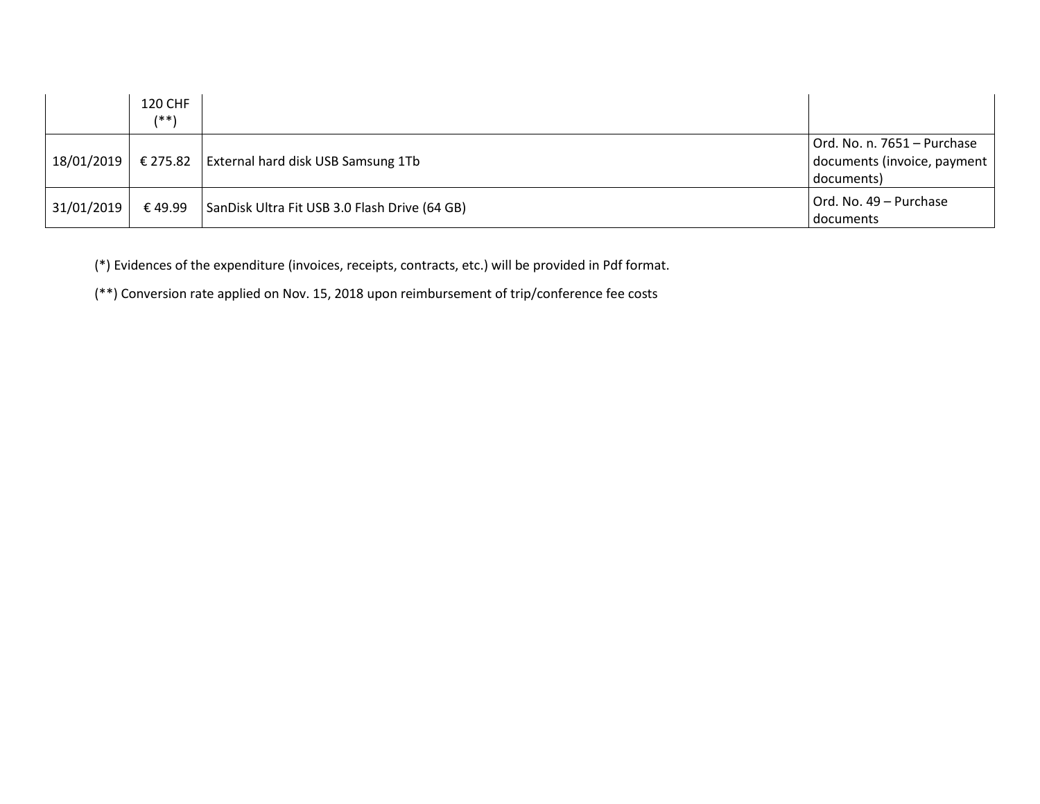| | | | |
|---|---|---|---|
| | 120 CHF (**) | | |
| 18/01/2019 | € 275.82 | External hard disk USB Samsung 1Tb | Ord. No. n. 7651 – Purchase documents (invoice, payment documents) |
| 31/01/2019 | € 49.99 | SanDisk Ultra Fit USB 3.0 Flash Drive (64 GB) | Ord. No. 49 – Purchase documents |

(*) Evidences of the expenditure (invoices, receipts, contracts, etc.) will be provided in Pdf format.

(**) Conversion rate applied on Nov. 15, 2018 upon reimbursement of trip/conference fee costs